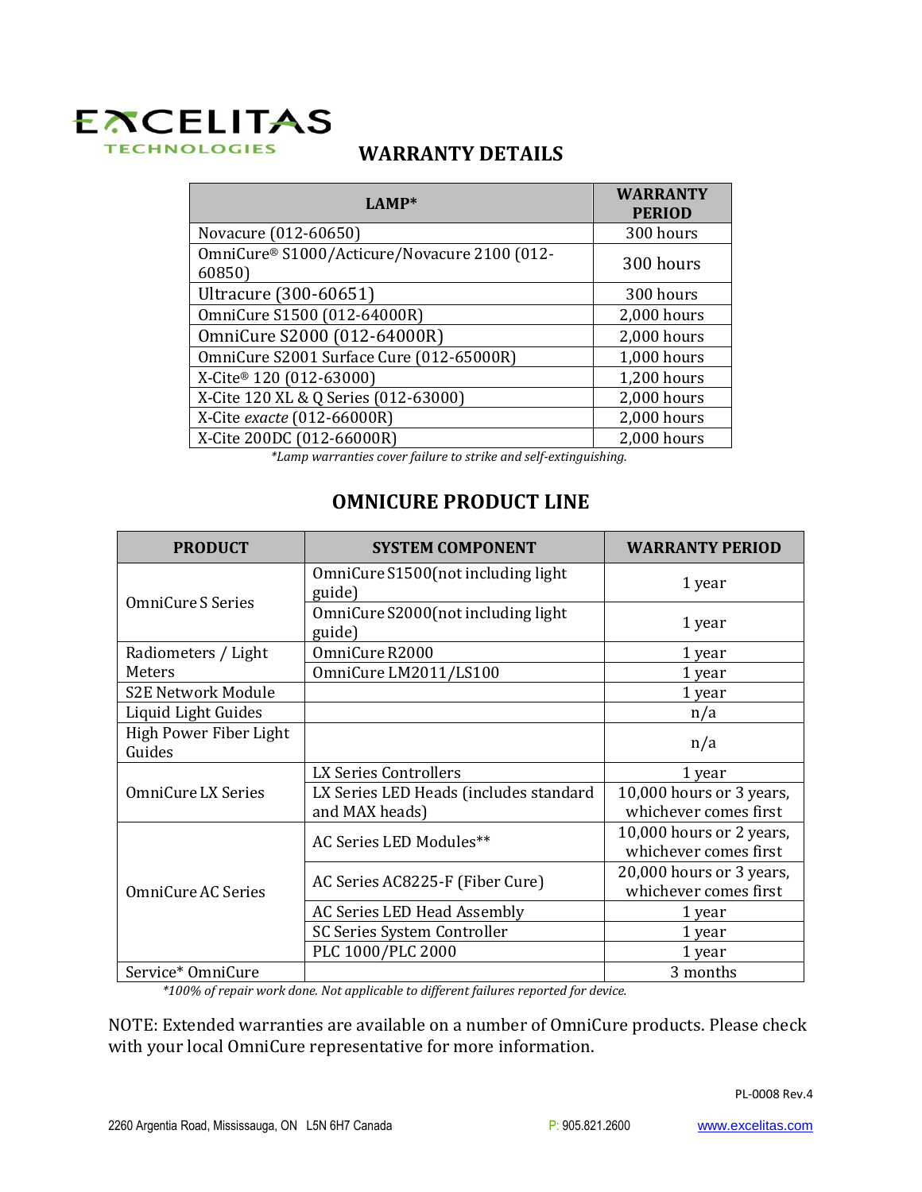EXCELITAS TECHNOLOGIES

# WARRANTY DETAILS

| LAMP* | WARRANTY PERIOD |
|---|---|
| Novacure (012-60650) | 300 hours |
| OmniCure® S1000/Acticure/Novacure 2100 (012-60850) | 300 hours |
| Ultracure (300-60651) | 300 hours |
| OmniCure S1500 (012-64000R) | 2,000 hours |
| OmniCure S2000 (012-64000R) | 2,000 hours |
| OmniCure S2001 Surface Cure (012-65000R) | 1,000 hours |
| X-Cite® 120 (012-63000) | 1,200 hours |
| X-Cite 120 XL & Q Series (012-63000) | 2,000 hours |
| X-Cite *exacte* (012-66000R) | 2,000 hours |
| X-Cite 200DC (012-66000R) | 2,000 hours |

*\*Lamp warranties cover failure to strike and self-extinguishing.*

## OMNICURE PRODUCT LINE

| PRODUCT | SYSTEM COMPONENT | WARRANTY PERIOD |
|---|---|---|
| OmniCure S Series | OmniCure S1500(not including light guide) | 1 year |
| | OmniCure S2000(not including light guide) | 1 year |
| Radiometers / Light Meters | OmniCure R2000 | 1 year |
| | OmniCure LM2011/LS100 | 1 year |
| S2E Network Module | | 1 year |
| Liquid Light Guides | | n/a |
| High Power Fiber Light Guides | | n/a |
| OmniCure LX Series | LX Series Controllers | 1 year |
| | LX Series LED Heads (includes standard and MAX heads) | 10,000 hours or 3 years, whichever comes first |
| OmniCure AC Series | AC Series LED Modules** | 10,000 hours or 2 years, whichever comes first |
| | AC Series AC8225-F (Fiber Cure) | 20,000 hours or 3 years, whichever comes first |
| | AC Series LED Head Assembly | 1 year |
| | SC Series System Controller | 1 year |
| | PLC 1000/PLC 2000 | 1 year |
| Service* OmniCure | | 3 months |

*\*100% of repair work done. Not applicable to different failures reported for device.*

NOTE: Extended warranties are available on a number of OmniCure products. Please check with your local OmniCure representative for more information.

PL-0008 Rev.4

2260 Argentia Road, Mississauga, ON L5N 6H7 Canada P: 905.821.2600 www.excelitas.com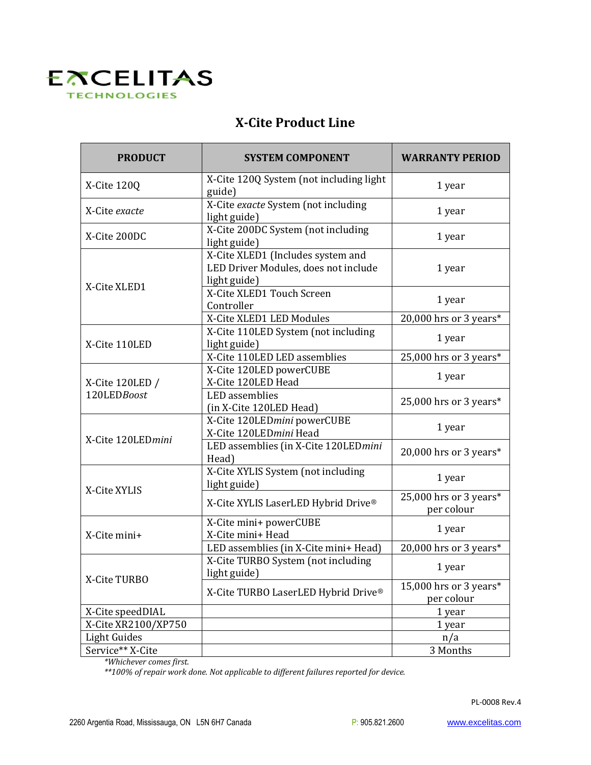# X-Cite Product Line

| PRODUCT | SYSTEM COMPONENT | WARRANTY PERIOD |
|---|---|---|
| X-Cite 120Q | X-Cite 120Q System (not including light guide) | 1 year |
| X-Cite *exacte* | X-Cite *exacte* System (not including light guide) | 1 year |
| X-Cite 200DC | X-Cite 200DC System (not including light guide) | 1 year |
| X-Cite XLED1 | X-Cite XLED1 (Includes system and LED Driver Modules, does not include light guide) | 1 year |
| | X-Cite XLED1 Touch Screen Controller | 1 year |
| | X-Cite XLED1 LED Modules | 20,000 hrs or 3 years* |
| X-Cite 110LED | X-Cite 110LED System (not including light guide) | 1 year |
| | X-Cite 110LED LED assemblies | 25,000 hrs or 3 years* |
| X-Cite 120LED / 120LED*Boost* | X-Cite 120LED powerCUBE X-Cite 120LED Head | 1 year |
| | LED assemblies (in X-Cite 120LED Head) | 25,000 hrs or 3 years* |
| X-Cite 120LED*mini* | X-Cite 120LED*mini* powerCUBE X-Cite 120LED*mini* Head | 1 year |
| | LED assemblies (in X-Cite 120LED*mini* Head) | 20,000 hrs or 3 years* |
| X-Cite XYLIS | X-Cite XYLIS System (not including light guide) | 1 year |
| | X-Cite XYLIS LaserLED Hybrid Drive® | 25,000 hrs or 3 years* per colour |
| X-Cite mini+ | X-Cite mini+ powerCUBE X-Cite mini+ Head | 1 year |
| | LED assemblies (in X-Cite mini+ Head) | 20,000 hrs or 3 years* |
| X-Cite TURBO | X-Cite TURBO System (not including light guide) | 1 year |
| | X-Cite TURBO LaserLED Hybrid Drive® | 15,000 hrs or 3 years* per colour |
| X-Cite speedDIAL | | 1 year |
| X-Cite XR2100/XP750 | | 1 year |
| Light Guides | | n/a |
| Service** X-Cite | | 3 Months |

*\*Whichever comes first.*

*\*\*100% of repair work done. Not applicable to different failures reported for device.*

PL-0008 Rev.4

2260 Argentia Road, Mississauga, ON L5N 6H7 Canada P: 905.821.2600 www.excelitas.com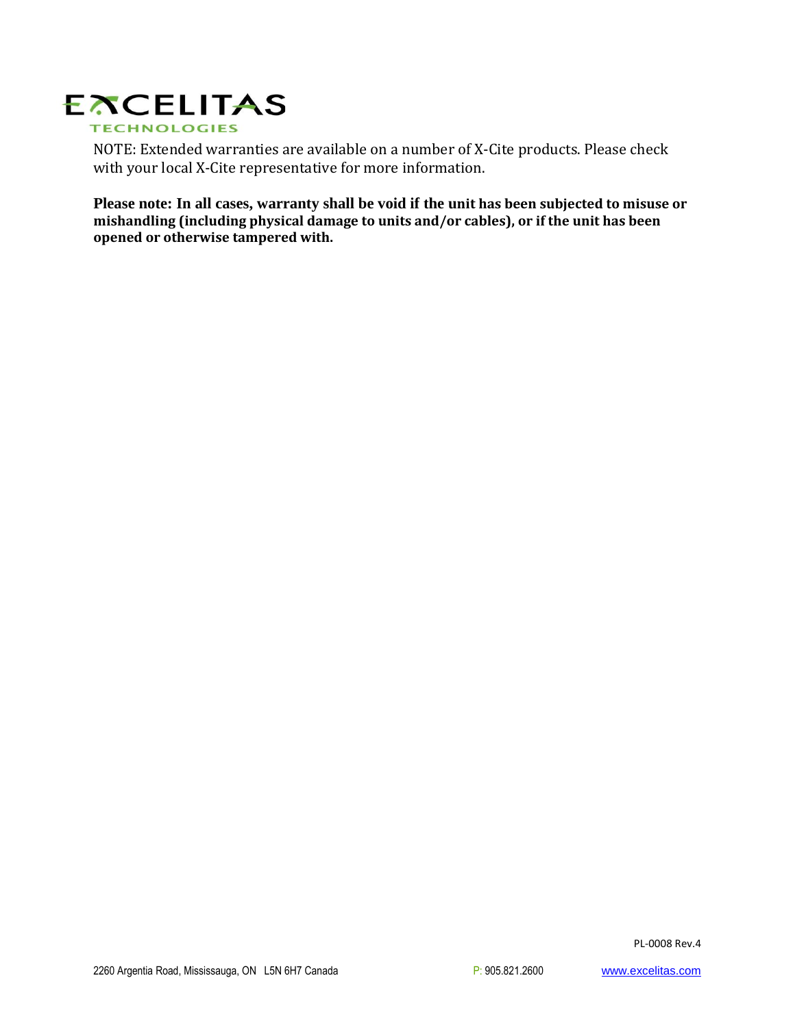NOTE: Extended warranties are available on a number of X-Cite products. Please check with your local X-Cite representative for more information.

**Please note: In all cases, warranty shall be void if the unit has been subjected to misuse or mishandling (including physical damage to units and/or cables), or if the unit has been opened or otherwise tampered with.**